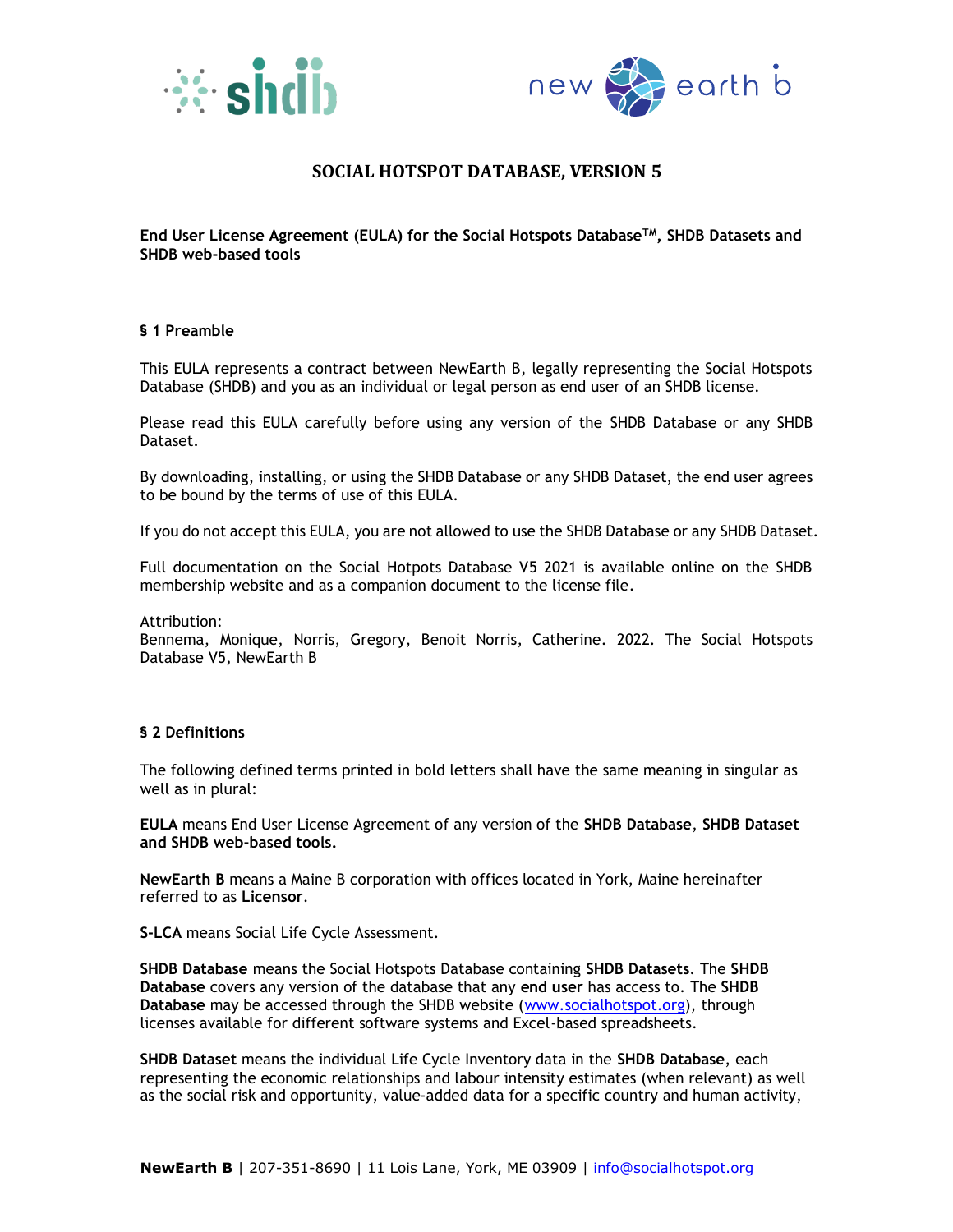# SOCIAL HOTSPOT DATABASE, VERSION 5

**End User License Agreement (EULA) for the Social Hotspots Database™, SHDB Datasets and SHDB web-based tools**

## § 1 Preamble

This EULA represents a contract between NewEarth B, legally representing the Social Hotspots Database (SHDB) and you as an individual or legal person as end user of an SHDB license.

Please read this EULA carefully before using any version of the SHDB Database or any SHDB Dataset.

By downloading, installing, or using the SHDB Database or any SHDB Dataset, the end user agrees to be bound by the terms of use of this EULA.

If you do not accept this EULA, you are not allowed to use the SHDB Database or any SHDB Dataset.

Full documentation on the Social Hotpots Database V5 2021 is available online on the SHDB membership website and as a companion document to the license file.

Attribution:
Bennema, Monique, Norris, Gregory, Benoit Norris, Catherine. 2022. The Social Hotspots Database V5, NewEarth B

## § 2 Definitions

The following defined terms printed in bold letters shall have the same meaning in singular as well as in plural:

**EULA** means End User License Agreement of any version of the **SHDB Database**, **SHDB Dataset and SHDB web-based tools.**

**NewEarth B** means a Maine B corporation with offices located in York, Maine hereinafter referred to as **Licensor**.

**S-LCA** means Social Life Cycle Assessment.

**SHDB Database** means the Social Hotspots Database containing **SHDB Datasets**. The **SHDB Database** covers any version of the database that any **end user** has access to. The **SHDB Database** may be accessed through the SHDB website (www.socialhotspot.org), through licenses available for different software systems and Excel-based spreadsheets.

**SHDB Dataset** means the individual Life Cycle Inventory data in the **SHDB Database**, each representing the economic relationships and labour intensity estimates (when relevant) as well as the social risk and opportunity, value-added data for a specific country and human activity,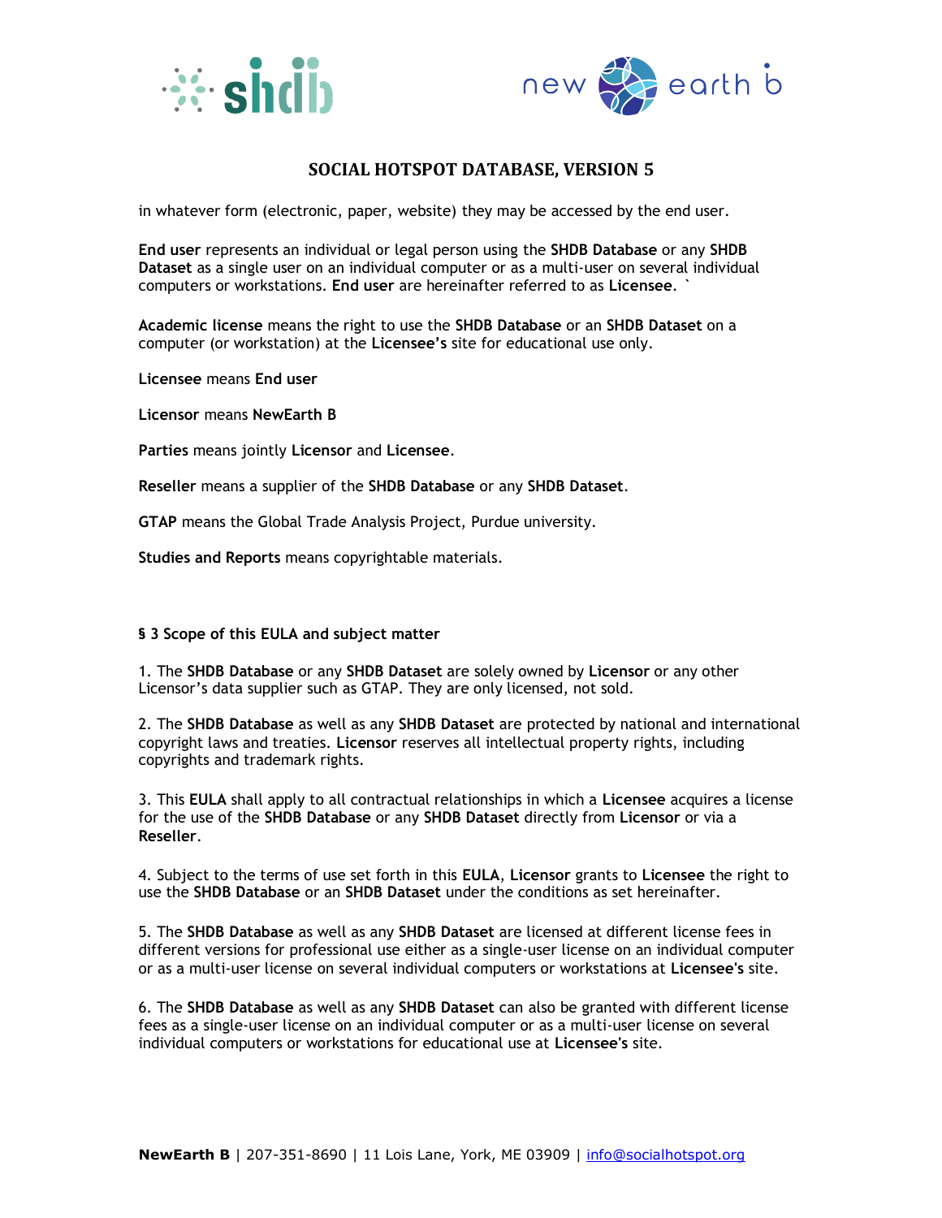in whatever form (electronic, paper, website) they may be accessed by the end user.

**End user** represents an individual or legal person using the **SHDB Database** or any **SHDB Dataset** as a single user on an individual computer or as a multi-user on several individual computers or workstations. **End user** are hereinafter referred to as **Licensee**. `

**Academic license** means the right to use the **SHDB Database** or an **SHDB Dataset** on a computer (or workstation) at the **Licensee's** site for educational use only.

**Licensee** means **End user**

**Licensor** means **NewEarth B**

**Parties** means jointly **Licensor** and **Licensee**.

**Reseller** means a supplier of the **SHDB Database** or any **SHDB Dataset**.

**GTAP** means the Global Trade Analysis Project, Purdue university.

**Studies and Reports** means copyrightable materials.

**§ 3 Scope of this EULA and subject matter**

1. The **SHDB Database** or any **SHDB Dataset** are solely owned by **Licensor** or any other Licensor's data supplier such as GTAP. They are only licensed, not sold.

2. The **SHDB Database** as well as any **SHDB Dataset** are protected by national and international copyright laws and treaties. **Licensor** reserves all intellectual property rights, including copyrights and trademark rights.

3. This **EULA** shall apply to all contractual relationships in which a **Licensee** acquires a license for the use of the **SHDB Database** or any **SHDB Dataset** directly from **Licensor** or via a **Reseller**.

4. Subject to the terms of use set forth in this **EULA**, **Licensor** grants to **Licensee** the right to use the **SHDB Database** or an **SHDB Dataset** under the conditions as set hereinafter.

5. The **SHDB Database** as well as any **SHDB Dataset** are licensed at different license fees in different versions for professional use either as a single-user license on an individual computer or as a multi-user license on several individual computers or workstations at **Licensee's** site.

6. The **SHDB Database** as well as any **SHDB Dataset** can also be granted with different license fees as a single-user license on an individual computer or as a multi-user license on several individual computers or workstations for educational use at **Licensee's** site.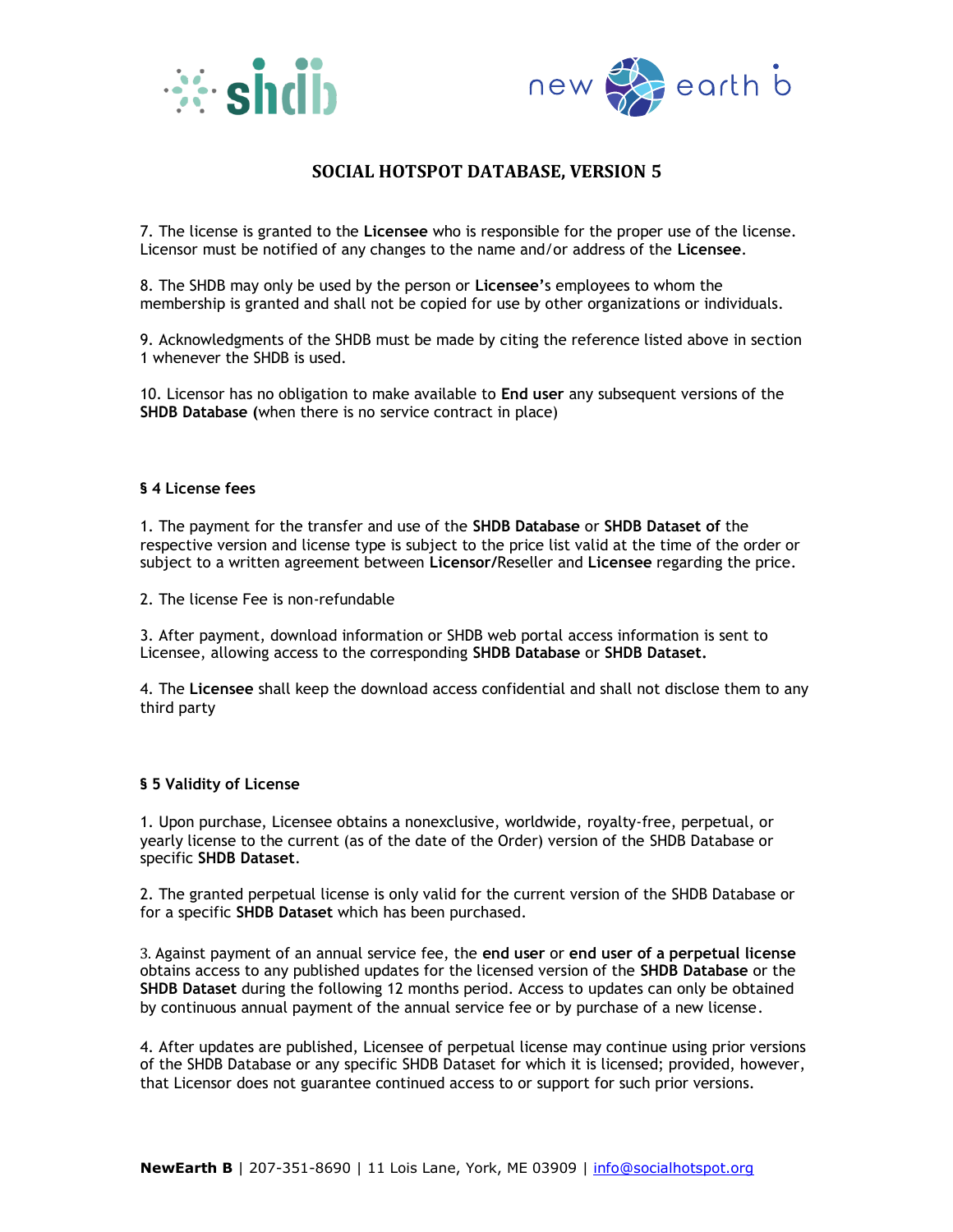7. The license is granted to the **Licensee** who is responsible for the proper use of the license. Licensor must be notified of any changes to the name and/or address of the **Licensee**.

8. The SHDB may only be used by the person or **Licensee**'s employees to whom the membership is granted and shall not be copied for use by other organizations or individuals.

9. Acknowledgments of the SHDB must be made by citing the reference listed above in section 1 whenever the SHDB is used.

10. Licensor has no obligation to make available to **End user** any subsequent versions of the **SHDB Database (**when there is no service contract in place)

**§ 4 License fees**

1. The payment for the transfer and use of the **SHDB Database** or **SHDB Dataset of** the respective version and license type is subject to the price list valid at the time of the order or subject to a written agreement between **Licensor/**Reseller and **Licensee** regarding the price.

2. The license Fee is non-refundable

3. After payment, download information or SHDB web portal access information is sent to Licensee, allowing access to the corresponding **SHDB Database** or **SHDB Dataset.**

4. The **Licensee** shall keep the download access confidential and shall not disclose them to any third party

**§ 5 Validity of License**

1. Upon purchase, Licensee obtains a nonexclusive, worldwide, royalty-free, perpetual, or yearly license to the current (as of the date of the Order) version of the SHDB Database or specific **SHDB Dataset**.

2. The granted perpetual license is only valid for the current version of the SHDB Database or for a specific **SHDB Dataset** which has been purchased.

3. Against payment of an annual service fee, the **end user** or **end user of a perpetual license** obtains access to any published updates for the licensed version of the **SHDB Database** or the **SHDB Dataset** during the following 12 months period. Access to updates can only be obtained by continuous annual payment of the annual service fee or by purchase of a new license.

4. After updates are published, Licensee of perpetual license may continue using prior versions of the SHDB Database or any specific SHDB Dataset for which it is licensed; provided, however, that Licensor does not guarantee continued access to or support for such prior versions.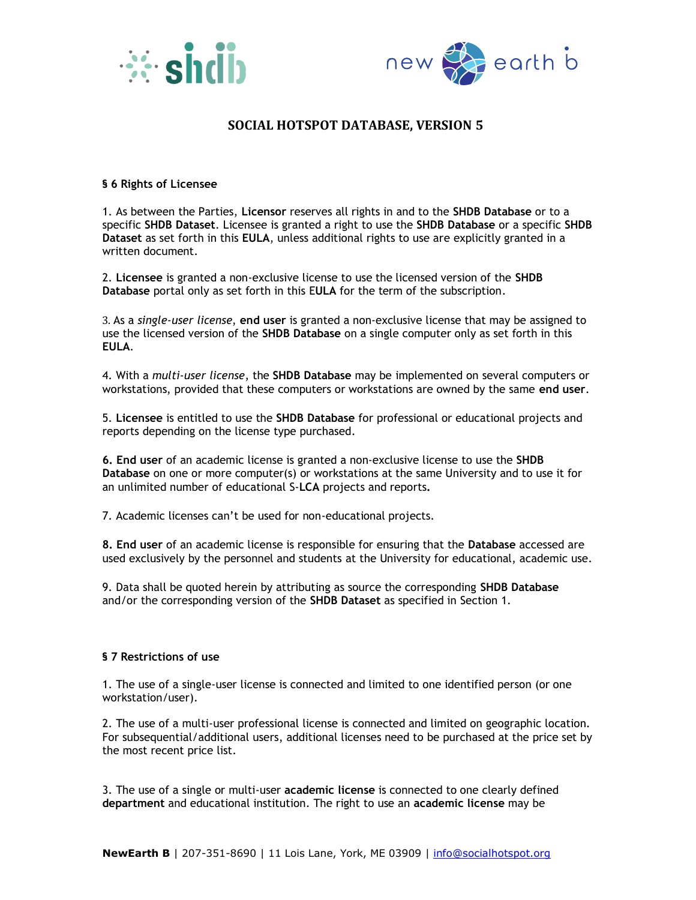# SOCIAL HOTSPOT DATABASE, VERSION 5

**§ 6 Rights of Licensee**

1. As between the Parties, **Licensor** reserves all rights in and to the **SHDB Database** or to a specific **SHDB Dataset**. Licensee is granted a right to use the **SHDB Database** or a specific **SHDB Dataset** as set forth in this **EULA**, unless additional rights to use are explicitly granted in a written document.

2. **Licensee** is granted a non-exclusive license to use the licensed version of the **SHDB Database** portal only as set forth in this **EULA** for the term of the subscription.

3. As a *single-user license*, **end user** is granted a non-exclusive license that may be assigned to use the licensed version of the **SHDB Database** on a single computer only as set forth in this **EULA**.

4. With a *multi-user license*, the **SHDB Database** may be implemented on several computers or workstations, provided that these computers or workstations are owned by the same **end user**.

5. **Licensee** is entitled to use the **SHDB Database** for professional or educational projects and reports depending on the license type purchased.

**6. End user** of an academic license is granted a non-exclusive license to use the **SHDB Database** on one or more computer(s) or workstations at the same University and to use it for an unlimited number of educational S-**LCA** projects and reports**.**

7. Academic licenses can't be used for non-educational projects.

**8. End user** of an academic license is responsible for ensuring that the **Database** accessed are used exclusively by the personnel and students at the University for educational, academic use.

9. Data shall be quoted herein by attributing as source the corresponding **SHDB Database** and/or the corresponding version of the **SHDB Dataset** as specified in Section 1.

**§ 7 Restrictions of use**

1. The use of a single-user license is connected and limited to one identified person (or one workstation/user).

2. The use of a multi-user professional license is connected and limited on geographic location. For subsequential/additional users, additional licenses need to be purchased at the price set by the most recent price list.

3. The use of a single or multi-user **academic license** is connected to one clearly defined **department** and educational institution. The right to use an **academic license** may be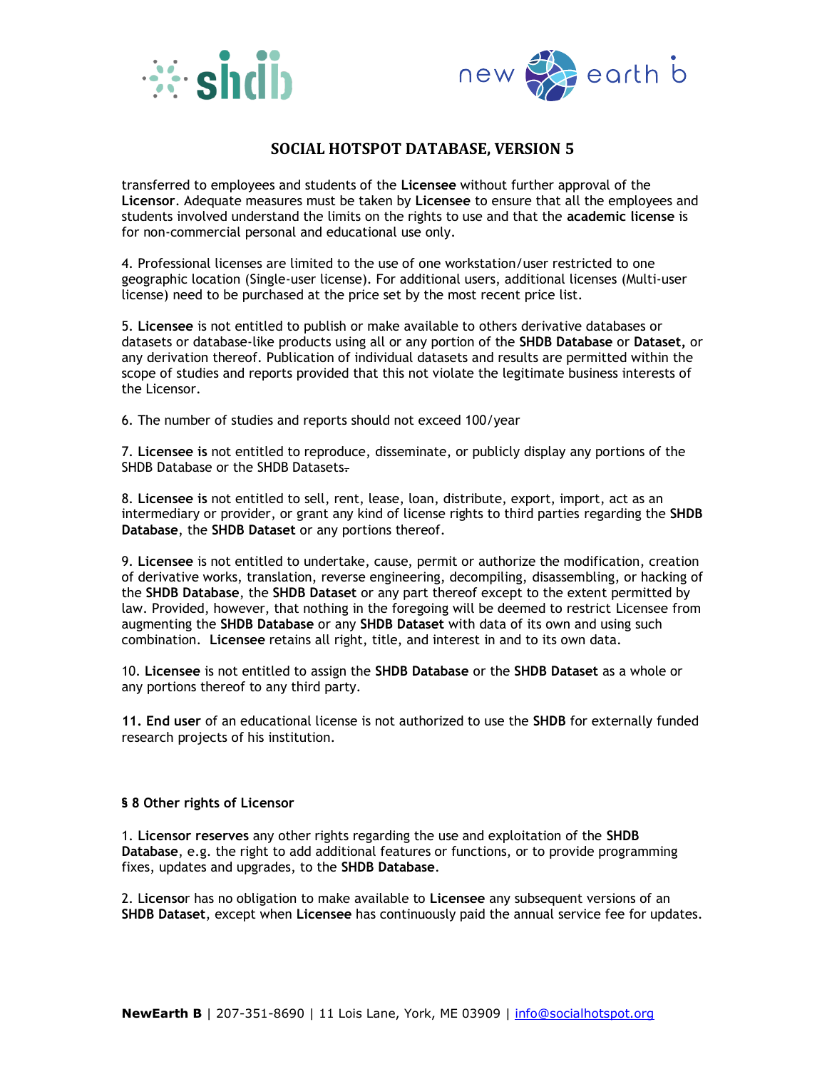transferred to employees and students of the **Licensee** without further approval of the **Licensor**. Adequate measures must be taken by **Licensee** to ensure that all the employees and students involved understand the limits on the rights to use and that the **academic license** is for non-commercial personal and educational use only.

4. Professional licenses are limited to the use of one workstation/user restricted to one geographic location (Single-user license). For additional users, additional licenses (Multi-user license) need to be purchased at the price set by the most recent price list.

5. **Licensee** is not entitled to publish or make available to others derivative databases or datasets or database-like products using all or any portion of the **SHDB Database** or **Dataset,** or any derivation thereof. Publication of individual datasets and results are permitted within the scope of studies and reports provided that this not violate the legitimate business interests of the Licensor.

6. The number of studies and reports should not exceed 100/year

7. **Licensee is** not entitled to reproduce, disseminate, or publicly display any portions of the SHDB Database or the SHDB Datasets.

8. **Licensee is** not entitled to sell, rent, lease, loan, distribute, export, import, act as an intermediary or provider, or grant any kind of license rights to third parties regarding the **SHDB Database**, the **SHDB Dataset** or any portions thereof.

9. **Licensee** is not entitled to undertake, cause, permit or authorize the modification, creation of derivative works, translation, reverse engineering, decompiling, disassembling, or hacking of the **SHDB Database**, the **SHDB Dataset** or any part thereof except to the extent permitted by law. Provided, however, that nothing in the foregoing will be deemed to restrict Licensee from augmenting the **SHDB Database** or any **SHDB Dataset** with data of its own and using such combination. **Licensee** retains all right, title, and interest in and to its own data.

10. **Licensee** is not entitled to assign the **SHDB Database** or the **SHDB Dataset** as a whole or any portions thereof to any third party.

**11. End user** of an educational license is not authorized to use the **SHDB** for externally funded research projects of his institution.

**§ 8 Other rights of Licensor**

1. **Licensor reserves** any other rights regarding the use and exploitation of the **SHDB Database**, e.g. the right to add additional features or functions, or to provide programming fixes, updates and upgrades, to the **SHDB Database**.

2. **Licensor** has no obligation to make available to **Licensee** any subsequent versions of an **SHDB Dataset**, except when **Licensee** has continuously paid the annual service fee for updates.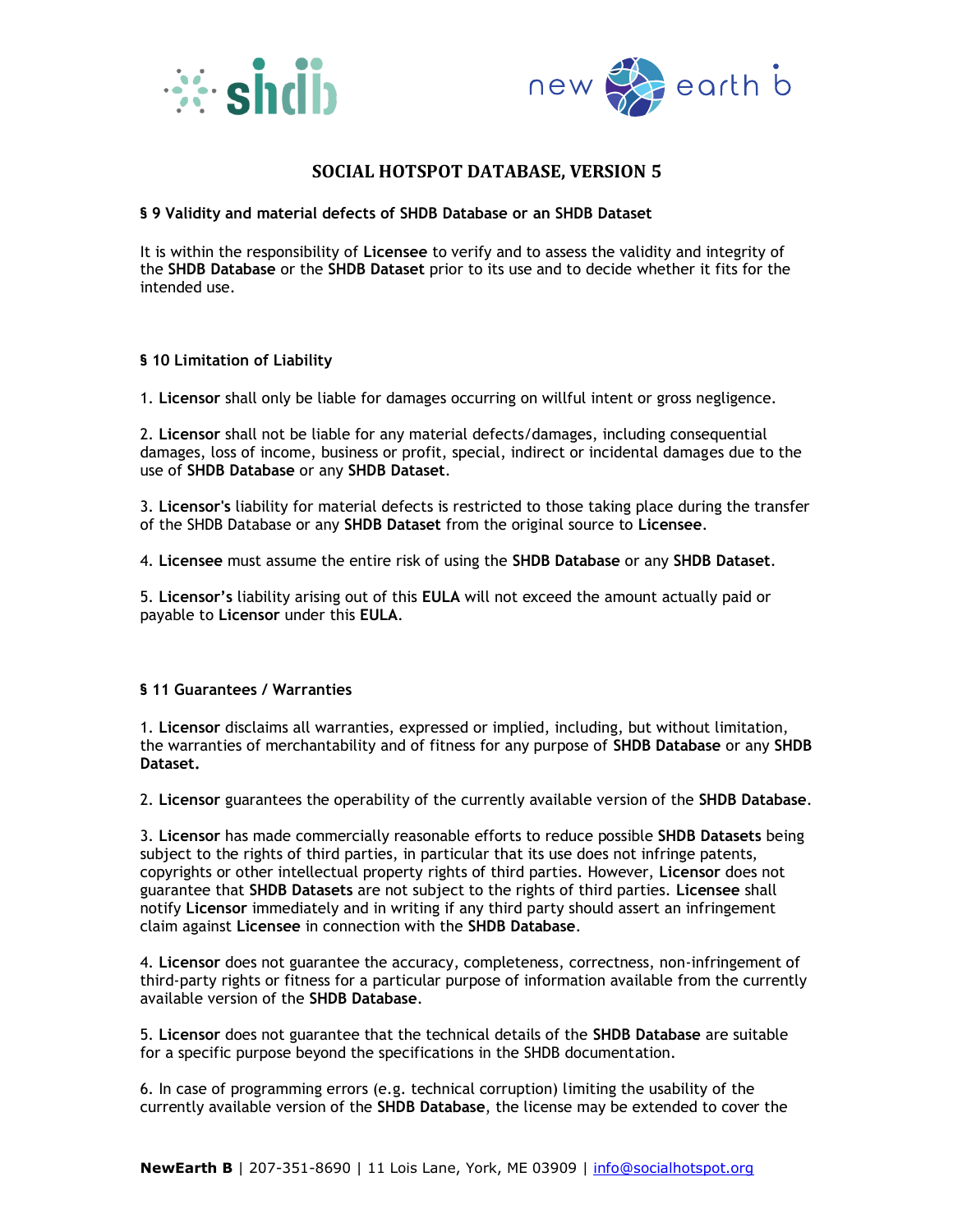### § 9 Validity and material defects of SHDB Database or an SHDB Dataset

It is within the responsibility of **Licensee** to verify and to assess the validity and integrity of the **SHDB Database** or the **SHDB Dataset** prior to its use and to decide whether it fits for the intended use.

### § 10 Limitation of Liability

1. **Licensor** shall only be liable for damages occurring on willful intent or gross negligence.

2. **Licensor** shall not be liable for any material defects/damages, including consequential damages, loss of income, business or profit, special, indirect or incidental damages due to the use of **SHDB Database** or any **SHDB Dataset**.

3. **Licensor's** liability for material defects is restricted to those taking place during the transfer of the SHDB Database or any **SHDB Dataset** from the original source to **Licensee**.

4. **Licensee** must assume the entire risk of using the **SHDB Database** or any **SHDB Dataset**.

5. **Licensor's** liability arising out of this **EULA** will not exceed the amount actually paid or payable to **Licensor** under this **EULA**.

### § 11 Guarantees / Warranties

1. **Licensor** disclaims all warranties, expressed or implied, including, but without limitation, the warranties of merchantability and of fitness for any purpose of **SHDB Database** or any **SHDB Dataset.**

2. **Licensor** guarantees the operability of the currently available version of the **SHDB Database**.

3. **Licensor** has made commercially reasonable efforts to reduce possible **SHDB Datasets** being subject to the rights of third parties, in particular that its use does not infringe patents, copyrights or other intellectual property rights of third parties. However, **Licensor** does not guarantee that **SHDB Datasets** are not subject to the rights of third parties. **Licensee** shall notify **Licensor** immediately and in writing if any third party should assert an infringement claim against **Licensee** in connection with the **SHDB Database**.

4. **Licensor** does not guarantee the accuracy, completeness, correctness, non-infringement of third-party rights or fitness for a particular purpose of information available from the currently available version of the **SHDB Database**.

5. **Licensor** does not guarantee that the technical details of the **SHDB Database** are suitable for a specific purpose beyond the specifications in the SHDB documentation.

6. In case of programming errors (e.g. technical corruption) limiting the usability of the currently available version of the **SHDB Database**, the license may be extended to cover the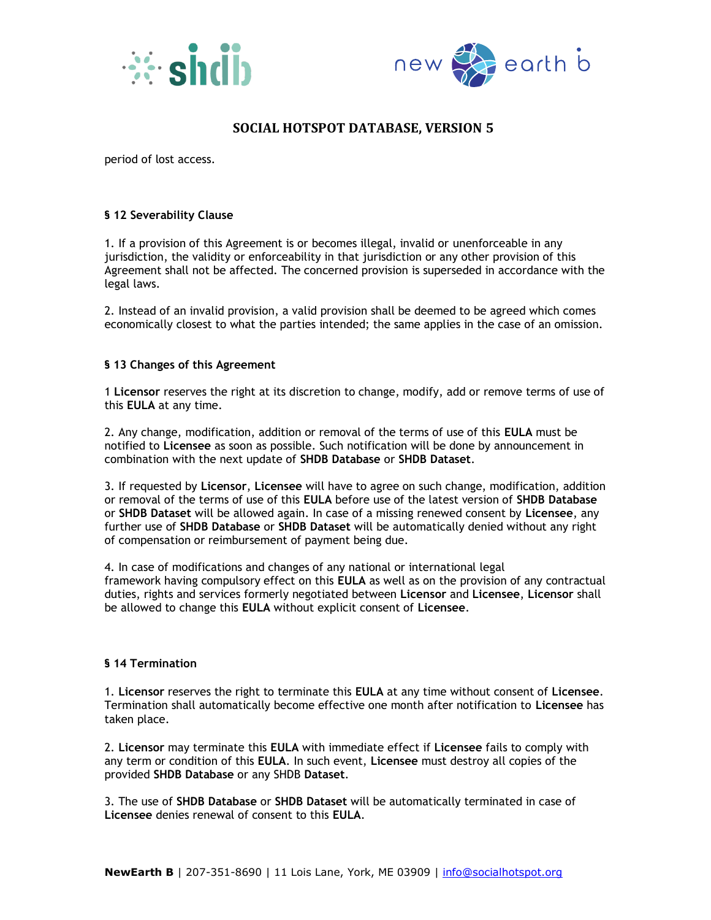period of lost access.

### § 12 Severability Clause

1. If a provision of this Agreement is or becomes illegal, invalid or unenforceable in any jurisdiction, the validity or enforceability in that jurisdiction or any other provision of this Agreement shall not be affected. The concerned provision is superseded in accordance with the legal laws.

2. Instead of an invalid provision, a valid provision shall be deemed to be agreed which comes economically closest to what the parties intended; the same applies in the case of an omission.

### § 13 Changes of this Agreement

1 **Licensor** reserves the right at its discretion to change, modify, add or remove terms of use of this **EULA** at any time.

2. Any change, modification, addition or removal of the terms of use of this **EULA** must be notified to **Licensee** as soon as possible. Such notification will be done by announcement in combination with the next update of **SHDB Database** or **SHDB Dataset**.

3. If requested by **Licensor**, **Licensee** will have to agree on such change, modification, addition or removal of the terms of use of this **EULA** before use of the latest version of **SHDB Database** or **SHDB Dataset** will be allowed again. In case of a missing renewed consent by **Licensee**, any further use of **SHDB Database** or **SHDB Dataset** will be automatically denied without any right of compensation or reimbursement of payment being due.

4. In case of modifications and changes of any national or international legal framework having compulsory effect on this **EULA** as well as on the provision of any contractual duties, rights and services formerly negotiated between **Licensor** and **Licensee**, **Licensor** shall be allowed to change this **EULA** without explicit consent of **Licensee**.

### § 14 Termination

1. **Licensor** reserves the right to terminate this **EULA** at any time without consent of **Licensee**. Termination shall automatically become effective one month after notification to **Licensee** has taken place.

2. **Licensor** may terminate this **EULA** with immediate effect if **Licensee** fails to comply with any term or condition of this **EULA**. In such event, **Licensee** must destroy all copies of the provided **SHDB Database** or any SHDB **Dataset**.

3. The use of **SHDB Database** or **SHDB Dataset** will be automatically terminated in case of **Licensee** denies renewal of consent to this **EULA**.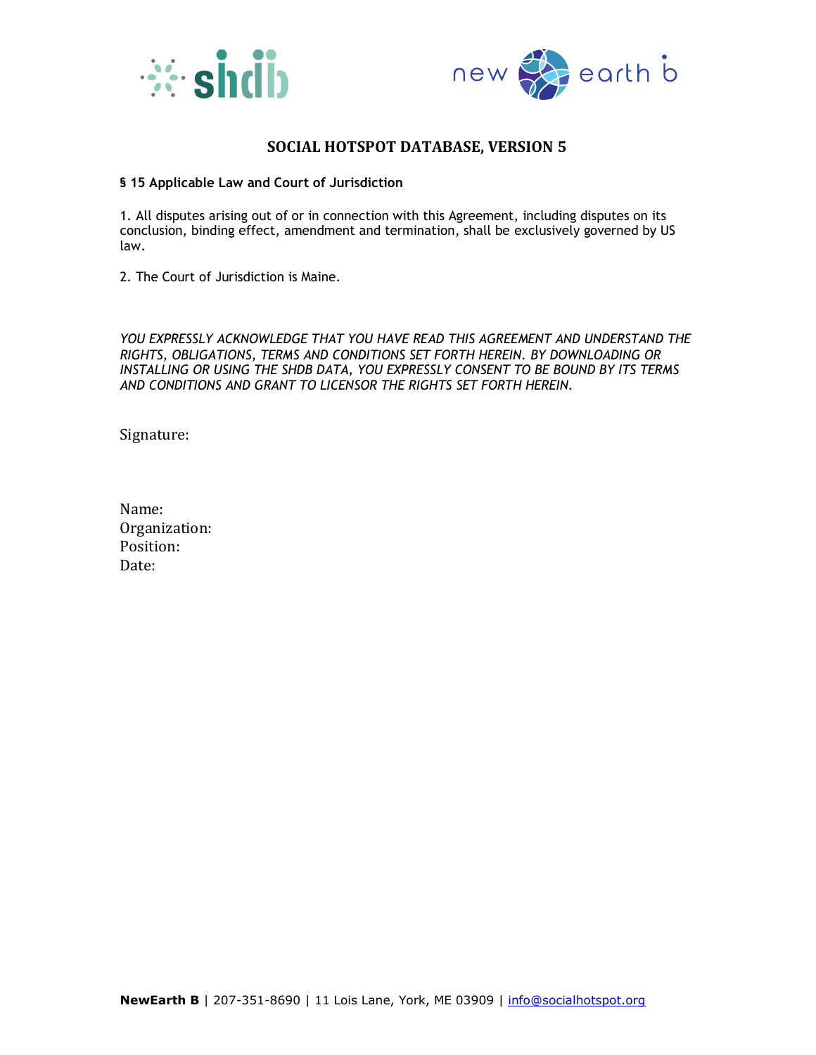# SOCIAL HOTSPOT DATABASE, VERSION 5

**§ 15 Applicable Law and Court of Jurisdiction**

1. All disputes arising out of or in connection with this Agreement, including disputes on its conclusion, binding effect, amendment and termination, shall be exclusively governed by US law.

2. The Court of Jurisdiction is Maine.

*YOU EXPRESSLY ACKNOWLEDGE THAT YOU HAVE READ THIS AGREEMENT AND UNDERSTAND THE RIGHTS, OBLIGATIONS, TERMS AND CONDITIONS SET FORTH HEREIN. BY DOWNLOADING OR INSTALLING OR USING THE SHDB DATA, YOU EXPRESSLY CONSENT TO BE BOUND BY ITS TERMS AND CONDITIONS AND GRANT TO LICENSOR THE RIGHTS SET FORTH HEREIN.*

Signature:

Name:
Organization:
Position:
Date:

**NewEarth B** | 207-351-8690 | 11 Lois Lane, York, ME 03909 | info@socialhotspot.org